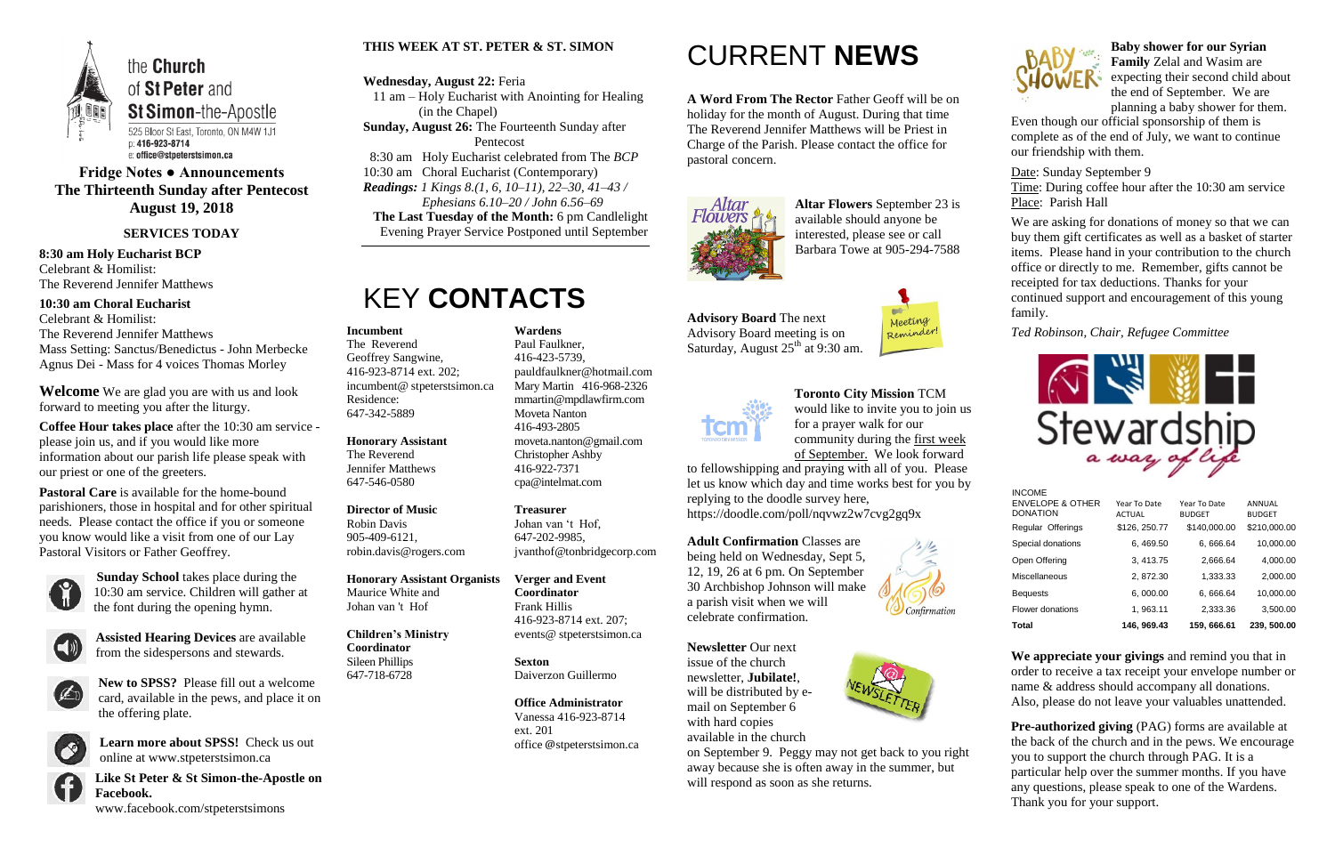the **Church** of **St Peter** and **St Simon**-the-Apostle

525 Bloor St East, Toronto, ON M4W 1J1
p: 416-923-8714
e: office@stpeterstsimon.ca

## Fridge Notes ● Announcements
## The Thirteenth Sunday after Pentecost
## August 19, 2018

### SERVICES TODAY

**8:30 am Holy Eucharist BCP**
Celebrant & Homilist:
The Reverend Jennifer Matthews

**10:30 am Choral Eucharist**
Celebrant & Homilist:
The Reverend Jennifer Matthews
Mass Setting: Sanctus/Benedictus - John Merbecke
Agnus Dei - Mass for 4 voices Thomas Morley

**Welcome** We are glad you are with us and look forward to meeting you after the liturgy.

**Coffee Hour takes place** after the 10:30 am service - please join us, and if you would like more information about our parish life please speak with our priest or one of the greeters.

**Pastoral Care** is available for the home-bound parishioners, those in hospital and for other spiritual needs. Please contact the office if you or someone you know would like a visit from one of our Lay Pastoral Visitors or Father Geoffrey.

**Sunday School** takes place during the 10:30 am service. Children will gather at the font during the opening hymn.

**Assisted Hearing Devices** are available from the sidespersons and stewards.

**New to SPSS?** Please fill out a welcome card, available in the pews, and place it on the offering plate.

**Learn more about SPSS!** Check us out online at www.stpeterstsimon.ca

**Like St Peter & St Simon-the-Apostle on Facebook.**
www.facebook.com/stpeterstsimons

### THIS WEEK AT ST. PETER & ST. SIMON

**Wednesday, August 22:** Feria
11 am – Holy Eucharist with Anointing for Healing (in the Chapel)
**Sunday, August 26:** The Fourteenth Sunday after Pentecost
8:30 am Holy Eucharist celebrated from The *BCP*
10:30 am Choral Eucharist (Contemporary)
*Readings: 1 Kings 8.(1, 6, 10–11), 22–30, 41–43 / Ephesians 6.10–20 / John 6.56–69*
**The Last Tuesday of the Month:** 6 pm Candlelight Evening Prayer Service Postponed until September

# KEY **CONTACTS**

**Incumbent**
The Reverend
Geoffrey Sangwine,
416-923-8714 ext. 202;
incumbent@ stpeterstsimon.ca
Residence:
647-342-5889

**Honorary Assistant**
The Reverend
Jennifer Matthews
647-546-0580

**Director of Music**
Robin Davis
905-409-6121,
robin.davis@rogers.com

**Honorary Assistant Organists**
Maurice White and
Johan van 't Hof

**Children's Ministry Coordinator**
Sileen Phillips
647-718-6728

**Wardens**
Paul Faulkner,
416-423-5739,
pauldfaulkner@hotmail.com
Mary Martin 416-968-2326
mmartin@mpdlawfirm.com
Moveta Nanton
416-493-2805
moveta.nanton@gmail.com
Christopher Ashby
416-922-7371
cpa@intelmat.com

**Treasurer**
Johan van 't Hof,
647-202-9985,
jvanthof@tonbridgecorp.com

**Verger and Event Coordinator**
Frank Hillis
416-923-8714 ext. 207;
events@ stpeterstsimon.ca

**Sexton**
Daiverzon Guillermo

**Office Administrator**
Vanessa 416-923-8714
ext. 201
office @stpeterstsimon.ca

# CURRENT **NEWS**

**A Word From The Rector** Father Geoff will be on holiday for the month of August. During that time The Reverend Jennifer Matthews will be Priest in Charge of the Parish. Please contact the office for pastoral concern.

**Altar Flowers** September 23 is available should anyone be interested, please see or call Barbara Towe at 905-294-7588

**Advisory Board** The next Advisory Board meeting is on Saturday, August 25th at 9:30 am.

**Toronto City Mission** TCM would like to invite you to join us for a prayer walk for our community during the first week of September. We look forward to fellowshipping and praying with all of you. Please let us know which day and time works best for you by replying to the doodle survey here, https://doodle.com/poll/nqvwz2w7cvg2gq9x

**Adult Confirmation** Classes are being held on Wednesday, Sept 5, 12, 19, 26 at 6 pm. On September 30 Archbishop Johnson will make a parish visit when we will celebrate confirmation.

**Newsletter** Our next issue of the church newsletter, **Jubilate!**, will be distributed by e-mail on September 6 with hard copies available in the church on September 9. Peggy may not get back to you right away because she is often away in the summer, but will respond as soon as she returns.

**Baby shower for our Syrian Family** Zelal and Wasim are expecting their second child about the end of September. We are planning a baby shower for them. Even though our official sponsorship of them is complete as of the end of July, we want to continue our friendship with them.

Date: Sunday September 9
Time: During coffee hour after the 10:30 am service
Place: Parish Hall

We are asking for donations of money so that we can buy them gift certificates as well as a basket of starter items. Please hand in your contribution to the church office or directly to me. Remember, gifts cannot be receipted for tax deductions. Thanks for your continued support and encouragement of this young family.

*Ted Robinson, Chair, Refugee Committee*

Stewardship a way of life

| INCOME ENVELOPE & OTHER DONATION | Year To Date ACTUAL | Year To Date BUDGET | ANNUAL BUDGET |
|---|---|---|---|
| Regular Offerings | $126, 250.77 | $140,000.00 | $210,000.00 |
| Special donations | 6, 469.50 | 6, 666.64 | 10,000.00 |
| Open Offering | 3, 413.75 | 2,666.64 | 4,000.00 |
| Miscellaneous | 2, 872.30 | 1,333.33 | 2,000.00 |
| Bequests | 6, 000.00 | 6, 666.64 | 10,000.00 |
| Flower donations | 1, 963.11 | 2,333.36 | 3,500.00 |
| **Total** | **146, 969.43** | **159, 666.61** | **239, 500.00** |

**We appreciate your givings** and remind you that in order to receive a tax receipt your envelope number or name & address should accompany all donations. Also, please do not leave your valuables unattended.

**Pre-authorized giving** (PAG) forms are available at the back of the church and in the pews. We encourage you to support the church through PAG. It is a particular help over the summer months. If you have any questions, please speak to one of the Wardens. Thank you for your support.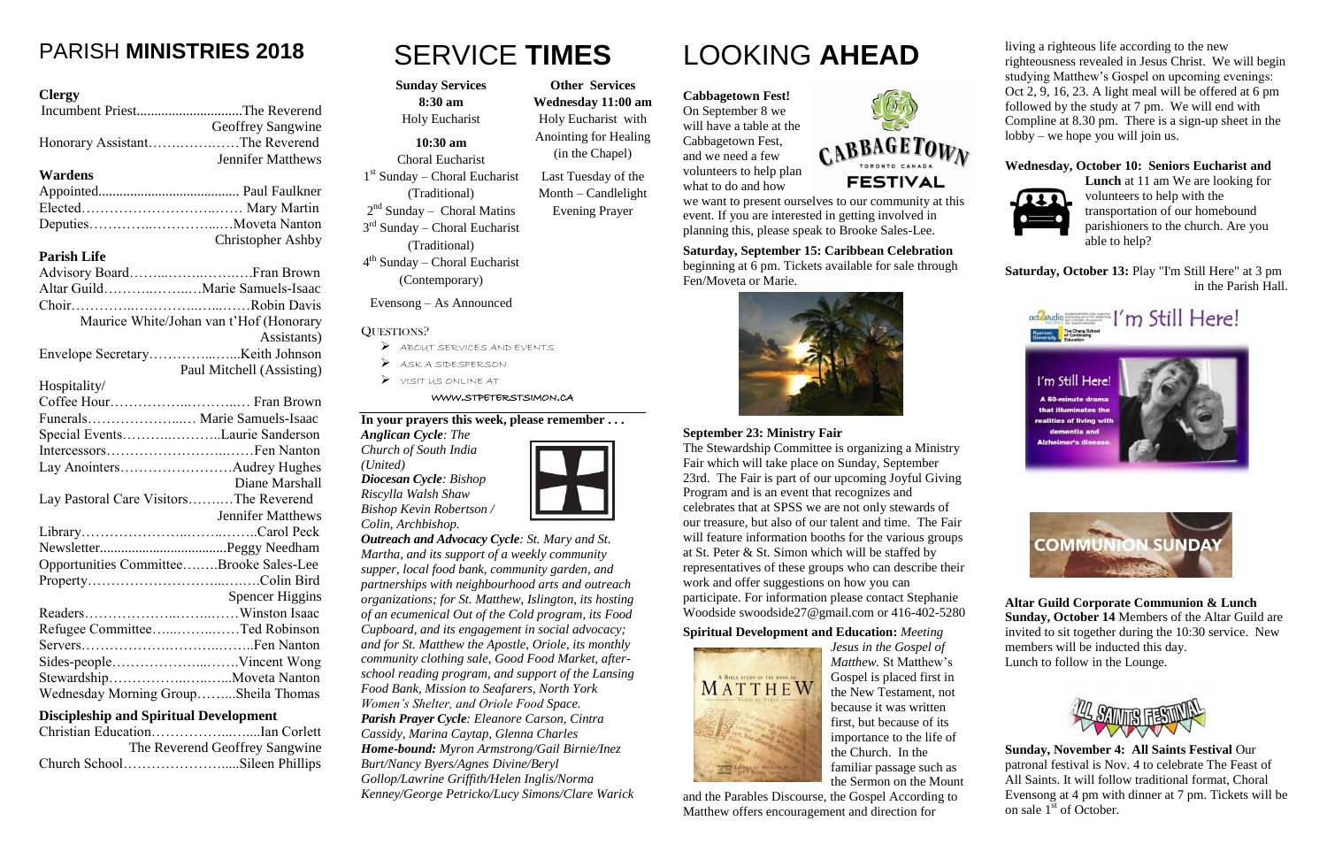# PARISH **MINISTRIES 2018**

### Clergy

Incumbent Priest..............................The Reverend Geoffrey Sangwine
Honorary Assistant……………….The Reverend Jennifer Matthews

### Wardens

Appointed....................................... Paul Faulkner
Elected…………………………..…… Mary Martin
Deputies…………..………….…Moveta Nanton
Christopher Ashby

### Parish Life

Advisory Board……..……..……….Fran Brown
Altar Guild……….……..…Marie Samuels-Isaac
Choir…………..………..…..…….Robin Davis
Maurice White/Johan van t'Hof (Honorary Assistants)
Envelope Secretary…………...…...Keith Johnson
Paul Mitchell (Assisting)
Hospitality/
Coffee Hour……………..…………… Fran Brown
Funerals…………………...… Marie Samuels-Isaac
Special Events……….………..Laurie Sanderson
Intercessors…………………………..……Fen Nanton
Lay Anointers……………………Audrey Hughes
Diane Marshall
Lay Pastoral Care Visitors………The Reverend Jennifer Matthews
Library…………………..……..……..Carol Peck
Newsletter.......................................Peggy Needham
Opportunities Committee……..Brooke Sales-Lee
Property……………………………..……Colin Bird
Spencer Higgins
Readers……………….…….…….Winston Isaac
Refugee Committee…..……..……Ted Robinson
Servers……………..………..………..Fen Nanton
Sides-people………………...……..Vincent Wong
Stewardship…………..……..…..Moveta Nanton
Wednesday Morning Group……...Sheila Thomas

### Discipleship and Spiritual Development

Christian Education…………….……....Ian Corlett
The Reverend Geoffrey Sangwine
Church School…………………......Sileen Phillips

# SERVICE **TIMES**

**Sunday Services**

**8:30 am**
Holy Eucharist

**10:30 am**
Choral Eucharist
1st Sunday – Choral Eucharist (Traditional)
2nd Sunday – Choral Matins
3rd Sunday – Choral Eucharist (Traditional)
4th Sunday – Choral Eucharist (Contemporary)

Evensong – As Announced

**Other Services**

**Wednesday 11:00 am**
Holy Eucharist with Anointing for Healing (in the Chapel)

Last Tuesday of the Month – Candlelight Evening Prayer

QUESTIONS?

- ABOUT SERVICES AND EVENTS
- ASK A SIDESPERSON
- VISIT US ONLINE AT

WWW.STPETERSTSIMON.CA

**In your prayers this week, please remember . . .**

***Anglican Cycle****: The Church of South India (United)*

***Diocesan Cycle****: Bishop Riscylla Walsh Shaw Bishop Kevin Robertson / Colin, Archbishop.*

***Outreach and Advocacy Cycle****: St. Mary and St. Martha, and its support of a weekly community supper, local food bank, community garden, and partnerships with neighbourhood arts and outreach organizations; for St. Matthew, Islington, its hosting of an ecumenical Out of the Cold program, its Food Cupboard, and its engagement in social advocacy; and for St. Matthew the Apostle, Oriole, its monthly community clothing sale, Good Food Market, after-school reading program, and support of the Lansing Food Bank, Mission to Seafarers, North York Women's Shelter, and Oriole Food Space.*

***Parish Prayer Cycle****: Eleanore Carson, Cintra Cassidy, Marina Caytap, Glenna Charles*

***Home-bound:*** *Myron Armstrong/Gail Birnie/Inez Burt/Nancy Byers/Agnes Divine/Beryl Gollop/Lawrine Griffith/Helen Inglis/Norma Kenney/George Petricko/Lucy Simons/Clare Warick*

# LOOKING **AHEAD**

**Cabbagetown Fest!**
On September 8 we will have a table at the Cabbagetown Fest, and we need a few volunteers to help plan what to do and how we want to present ourselves to our community at this event. If you are interested in getting involved in planning this, please speak to Brooke Sales-Lee.

**Saturday, September 15: Caribbean Celebration** beginning at 6 pm. Tickets available for sale through Fen/Moveta or Marie.

**September 23: Ministry Fair**
The Stewardship Committee is organizing a Ministry Fair which will take place on Sunday, September 23rd. The Fair is part of our upcoming Joyful Giving Program and is an event that recognizes and celebrates that at SPSS we are not only stewards of our treasure, but also of our talent and time. The Fair will feature information booths for the various groups at St. Peter & St. Simon which will be staffed by representatives of these groups who can describe their work and offer suggestions on how you can participate. For information please contact Stephanie Woodside swoodside27@gmail.com or 416-402-5280

**Spiritual Development and Education:** *Meeting Jesus in the Gospel of Matthew.* St Matthew's Gospel is placed first in the New Testament, not because it was written first, but because of its importance to the life of the Church. In the familiar passage such as the Sermon on the Mount and the Parables Discourse, the Gospel According to Matthew offers encouragement and direction for living a righteous life according to the new righteousness revealed in Jesus Christ. We will begin studying Matthew's Gospel on upcoming evenings: Oct 2, 9, 16, 23. A light meal will be offered at 6 pm followed by the study at 7 pm. We will end with Compline at 8.30 pm. There is a sign-up sheet in the lobby – we hope you will join us.

**Wednesday, October 10: Seniors Eucharist and Lunch** at 11 am We are looking for volunteers to help with the transportation of our homebound parishioners to the church. Are you able to help?

**Saturday, October 13:** Play "I'm Still Here" at 3 pm in the Parish Hall.

**Altar Guild Corporate Communion & Lunch Sunday, October 14** Members of the Altar Guild are invited to sit together during the 10:30 service. New members will be inducted this day. Lunch to follow in the Lounge.

**Sunday, November 4: All Saints Festival** Our patronal festival is Nov. 4 to celebrate The Feast of All Saints. It will follow traditional format, Choral Evensong at 4 pm with dinner at 7 pm. Tickets will be on sale 1st of October.